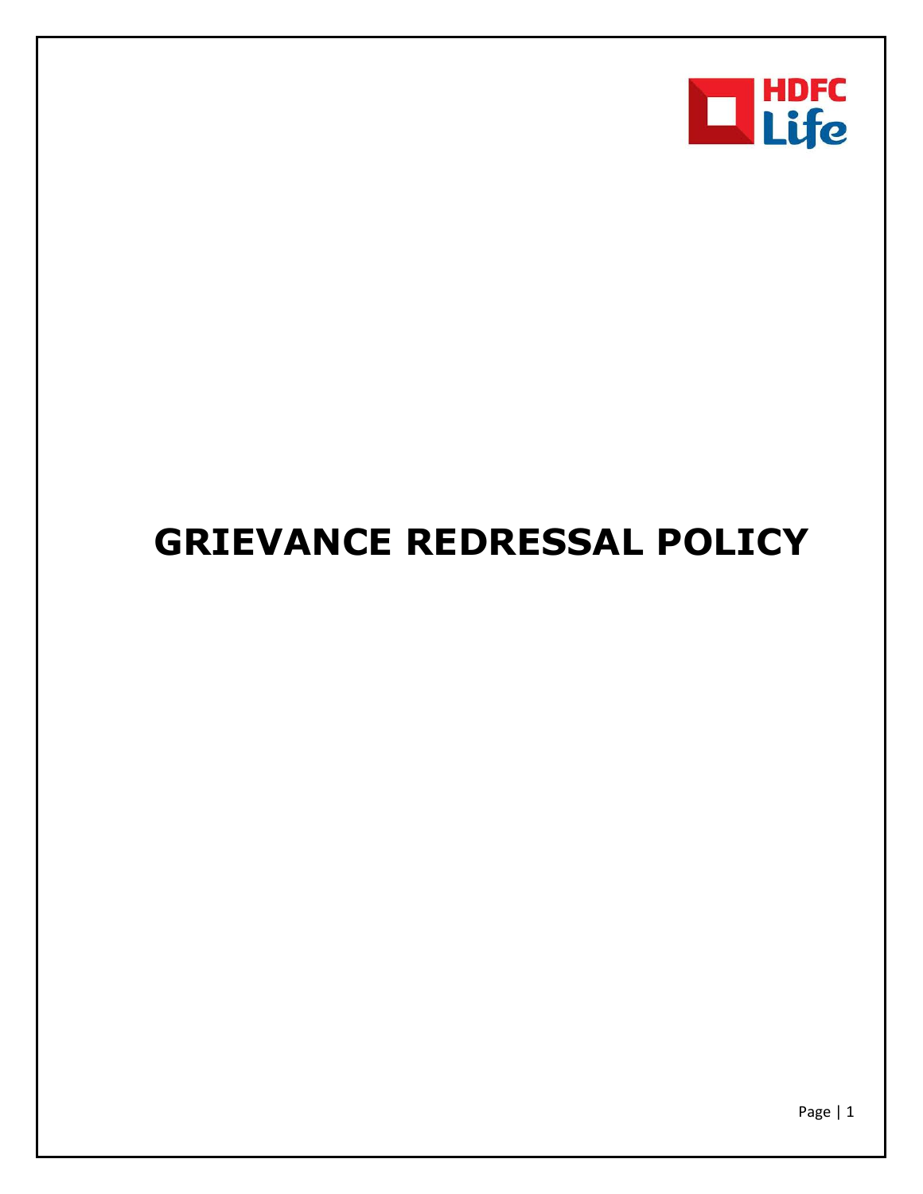# GRIEVANCE REDRESSAL POLICY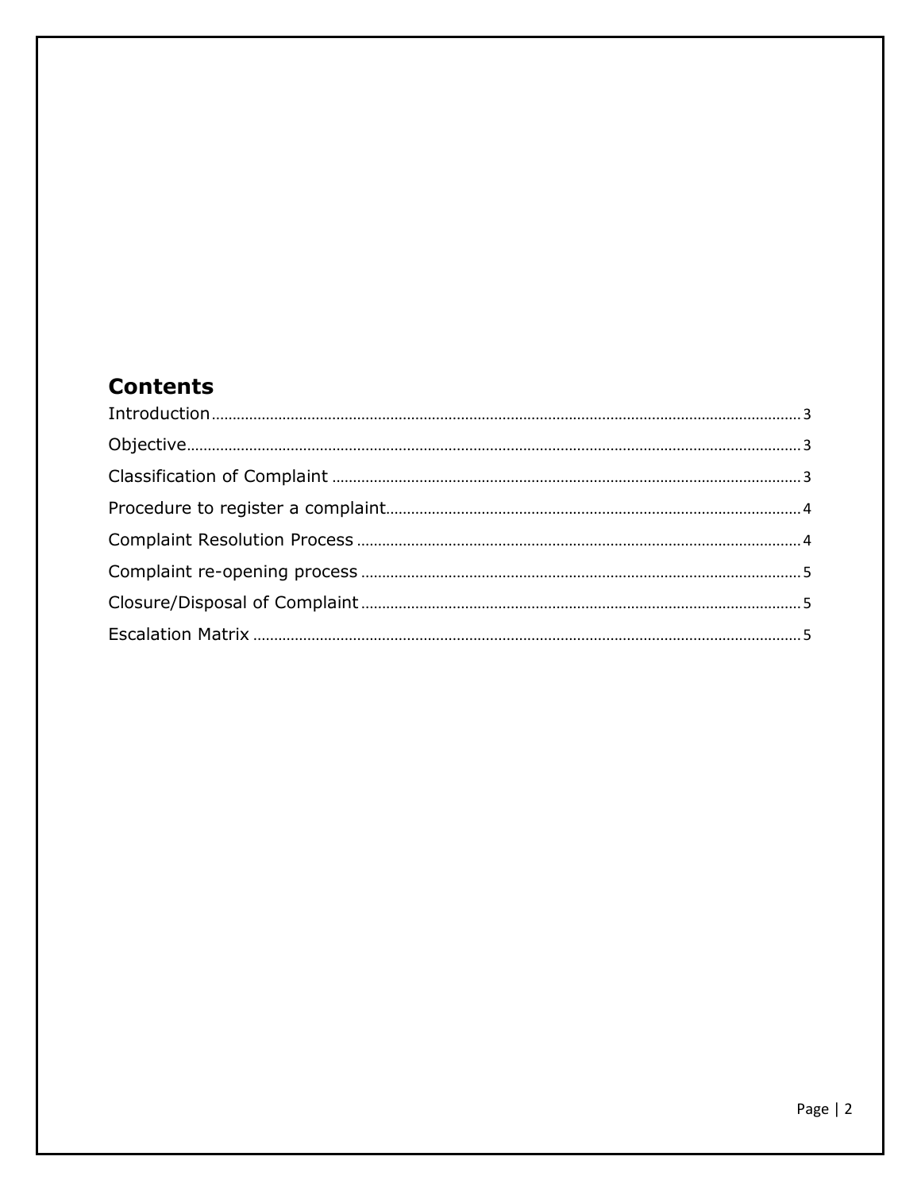# Contents

- Introduction ........ 3
- Objective ........ 3
- Classification of Complaint ........ 3
- Procedure to register a complaint ........ 4
- Complaint Resolution Process ........ 4
- Complaint re-opening process ........ 5
- Closure/Disposal of Complaint ........ 5
- Escalation Matrix ........ 5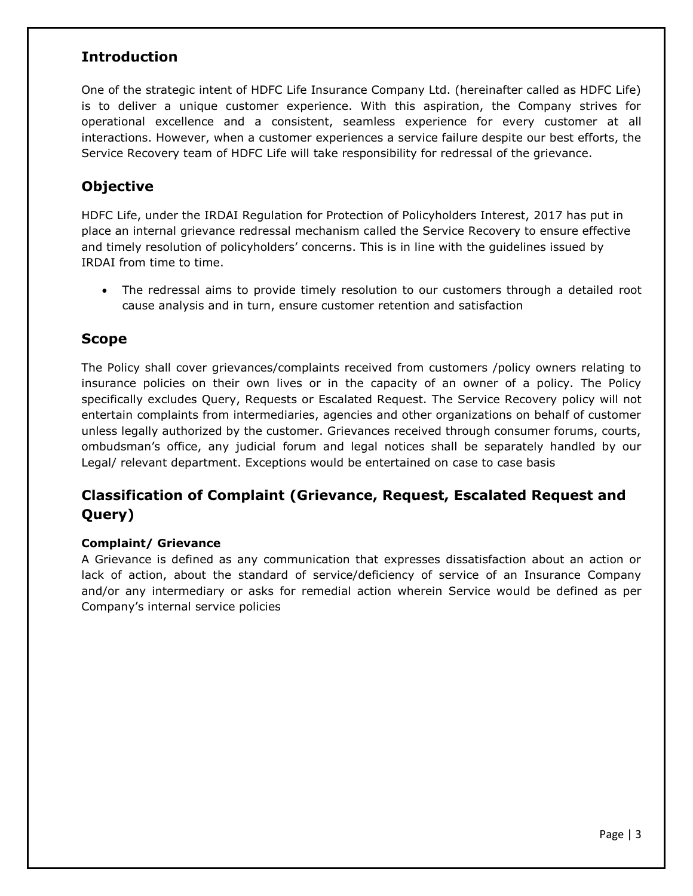## Introduction

One of the strategic intent of HDFC Life Insurance Company Ltd. (hereinafter called as HDFC Life) is to deliver a unique customer experience. With this aspiration, the Company strives for operational excellence and a consistent, seamless experience for every customer at all interactions. However, when a customer experiences a service failure despite our best efforts, the Service Recovery team of HDFC Life will take responsibility for redressal of the grievance.

## Objective

HDFC Life, under the IRDAI Regulation for Protection of Policyholders Interest, 2017 has put in place an internal grievance redressal mechanism called the Service Recovery to ensure effective and timely resolution of policyholders' concerns. This is in line with the guidelines issued by IRDAI from time to time.

- The redressal aims to provide timely resolution to our customers through a detailed root cause analysis and in turn, ensure customer retention and satisfaction

## Scope

The Policy shall cover grievances/complaints received from customers /policy owners relating to insurance policies on their own lives or in the capacity of an owner of a policy. The Policy specifically excludes Query, Requests or Escalated Request. The Service Recovery policy will not entertain complaints from intermediaries, agencies and other organizations on behalf of customer unless legally authorized by the customer. Grievances received through consumer forums, courts, ombudsman's office, any judicial forum and legal notices shall be separately handled by our Legal/ relevant department. Exceptions would be entertained on case to case basis

## Classification of Complaint (Grievance, Request, Escalated Request and Query)

### Complaint/ Grievance

A Grievance is defined as any communication that expresses dissatisfaction about an action or lack of action, about the standard of service/deficiency of service of an Insurance Company and/or any intermediary or asks for remedial action wherein Service would be defined as per Company's internal service policies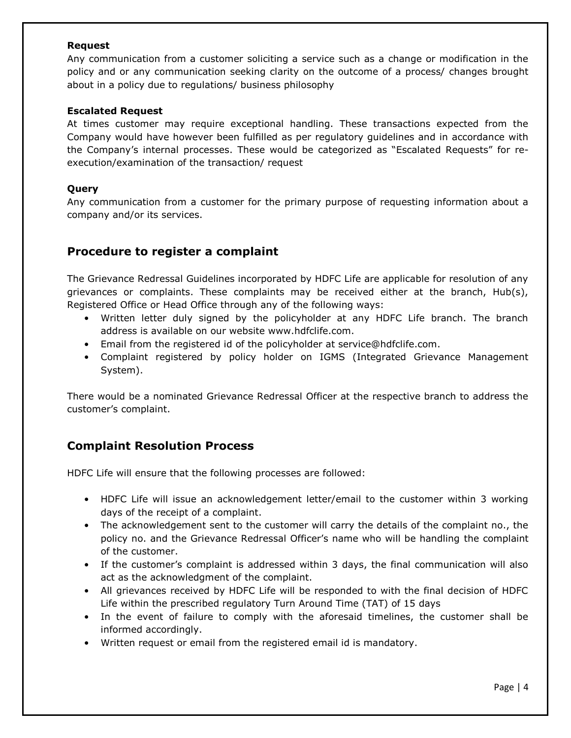**Request**

Any communication from a customer soliciting a service such as a change or modification in the policy and or any communication seeking clarity on the outcome of a process/ changes brought about in a policy due to regulations/ business philosophy

**Escalated Request**

At times customer may require exceptional handling. These transactions expected from the Company would have however been fulfilled as per regulatory guidelines and in accordance with the Company's internal processes. These would be categorized as "Escalated Requests" for re-execution/examination of the transaction/ request

**Query**

Any communication from a customer for the primary purpose of requesting information about a company and/or its services.

## Procedure to register a complaint

The Grievance Redressal Guidelines incorporated by HDFC Life are applicable for resolution of any grievances or complaints. These complaints may be received either at the branch, Hub(s), Registered Office or Head Office through any of the following ways:

- Written letter duly signed by the policyholder at any HDFC Life branch. The branch address is available on our website www.hdfclife.com.
- Email from the registered id of the policyholder at service@hdfclife.com.
- Complaint registered by policy holder on IGMS (Integrated Grievance Management System).

There would be a nominated Grievance Redressal Officer at the respective branch to address the customer's complaint.

## Complaint Resolution Process

HDFC Life will ensure that the following processes are followed:

- HDFC Life will issue an acknowledgement letter/email to the customer within 3 working days of the receipt of a complaint.
- The acknowledgement sent to the customer will carry the details of the complaint no., the policy no. and the Grievance Redressal Officer's name who will be handling the complaint of the customer.
- If the customer's complaint is addressed within 3 days, the final communication will also act as the acknowledgment of the complaint.
- All grievances received by HDFC Life will be responded to with the final decision of HDFC Life within the prescribed regulatory Turn Around Time (TAT) of 15 days
- In the event of failure to comply with the aforesaid timelines, the customer shall be informed accordingly.
- Written request or email from the registered email id is mandatory.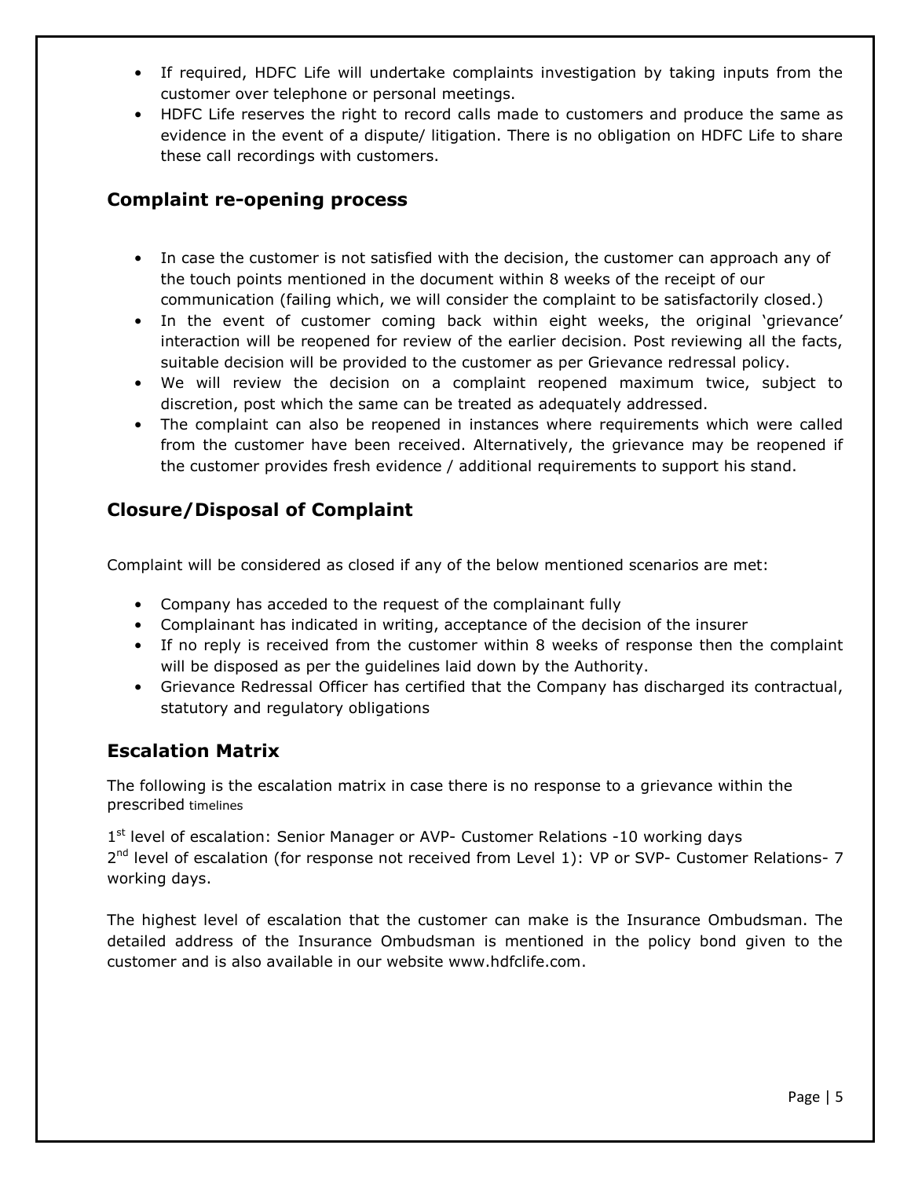- If required, HDFC Life will undertake complaints investigation by taking inputs from the customer over telephone or personal meetings.
- HDFC Life reserves the right to record calls made to customers and produce the same as evidence in the event of a dispute/ litigation. There is no obligation on HDFC Life to share these call recordings with customers.

## Complaint re-opening process

- In case the customer is not satisfied with the decision, the customer can approach any of the touch points mentioned in the document within 8 weeks of the receipt of our communication (failing which, we will consider the complaint to be satisfactorily closed.)
- In the event of customer coming back within eight weeks, the original 'grievance' interaction will be reopened for review of the earlier decision. Post reviewing all the facts, suitable decision will be provided to the customer as per Grievance redressal policy.
- We will review the decision on a complaint reopened maximum twice, subject to discretion, post which the same can be treated as adequately addressed.
- The complaint can also be reopened in instances where requirements which were called from the customer have been received. Alternatively, the grievance may be reopened if the customer provides fresh evidence / additional requirements to support his stand.

## Closure/Disposal of Complaint

Complaint will be considered as closed if any of the below mentioned scenarios are met:

- Company has acceded to the request of the complainant fully
- Complainant has indicated in writing, acceptance of the decision of the insurer
- If no reply is received from the customer within 8 weeks of response then the complaint will be disposed as per the guidelines laid down by the Authority.
- Grievance Redressal Officer has certified that the Company has discharged its contractual, statutory and regulatory obligations

## Escalation Matrix

The following is the escalation matrix in case there is no response to a grievance within the prescribed timelines

1st level of escalation: Senior Manager or AVP- Customer Relations -10 working days
2nd level of escalation (for response not received from Level 1): VP or SVP- Customer Relations- 7 working days.

The highest level of escalation that the customer can make is the Insurance Ombudsman. The detailed address of the Insurance Ombudsman is mentioned in the policy bond given to the customer and is also available in our website www.hdfclife.com.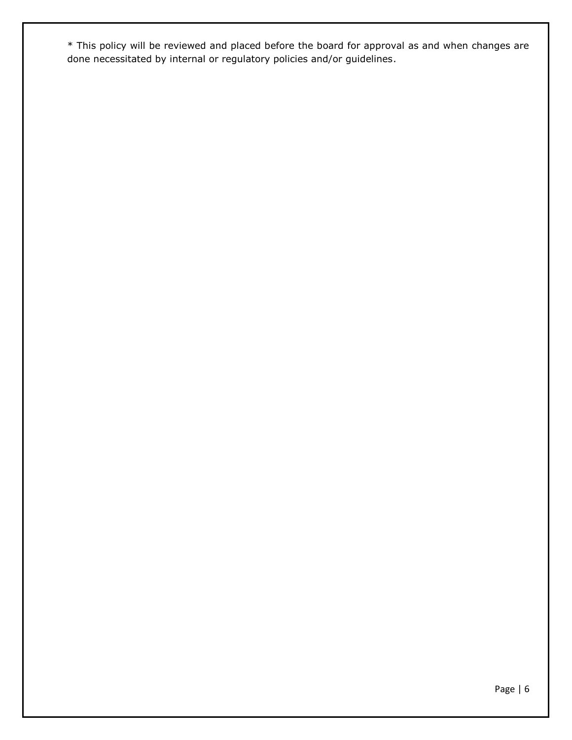* This policy will be reviewed and placed before the board for approval as and when changes are done necessitated by internal or regulatory policies and/or guidelines.